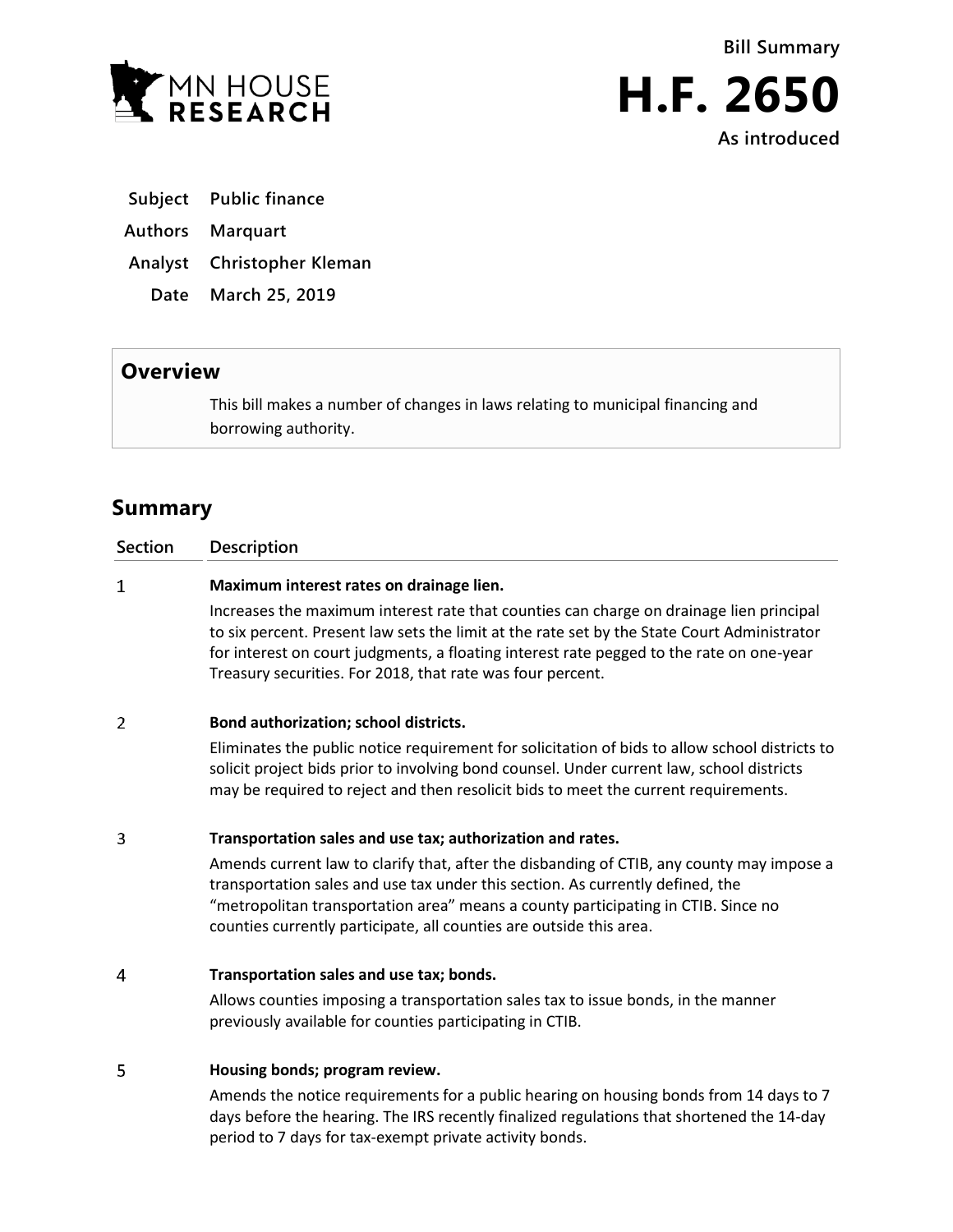MN HOUSE RESEARCH

**Bill Summary**

# H.F. 2650

**As introduced**

| | |
|---|---|
| **Subject** | **Public finance** |
| **Authors** | **Marquart** |
| **Analyst** | **Christopher Kleman** |
| **Date** | **March 25, 2019** |

## Overview

This bill makes a number of changes in laws relating to municipal financing and borrowing authority.

## Summary

| Section | Description |
|---|---|
| 1 | **Maximum interest rates on drainage lien.** Increases the maximum interest rate that counties can charge on drainage lien principal to six percent. Present law sets the limit at the rate set by the State Court Administrator for interest on court judgments, a floating interest rate pegged to the rate on one-year Treasury securities. For 2018, that rate was four percent. |
| 2 | **Bond authorization; school districts.** Eliminates the public notice requirement for solicitation of bids to allow school districts to solicit project bids prior to involving bond counsel. Under current law, school districts may be required to reject and then resolicit bids to meet the current requirements. |
| 3 | **Transportation sales and use tax; authorization and rates.** Amends current law to clarify that, after the disbanding of CTIB, any county may impose a transportation sales and use tax under this section. As currently defined, the "metropolitan transportation area" means a county participating in CTIB. Since no counties currently participate, all counties are outside this area. |
| 4 | **Transportation sales and use tax; bonds.** Allows counties imposing a transportation sales tax to issue bonds, in the manner previously available for counties participating in CTIB. |
| 5 | **Housing bonds; program review.** Amends the notice requirements for a public hearing on housing bonds from 14 days to 7 days before the hearing. The IRS recently finalized regulations that shortened the 14-day period to 7 days for tax-exempt private activity bonds. |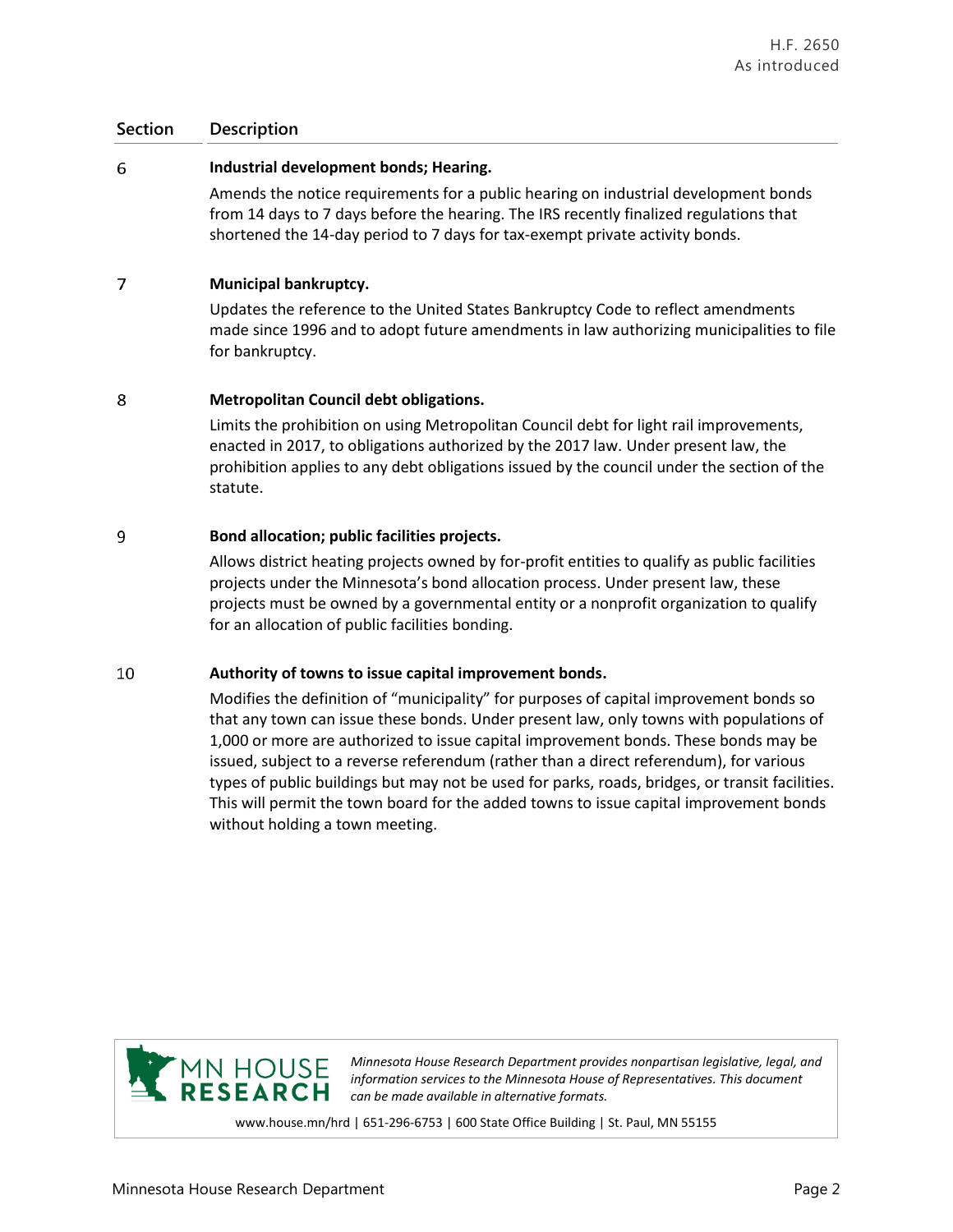| Section | Description |
|---|---|
| 6 | **Industrial development bonds; Hearing.**<br><br>Amends the notice requirements for a public hearing on industrial development bonds from 14 days to 7 days before the hearing. The IRS recently finalized regulations that shortened the 14-day period to 7 days for tax-exempt private activity bonds. |
| 7 | **Municipal bankruptcy.**<br><br>Updates the reference to the United States Bankruptcy Code to reflect amendments made since 1996 and to adopt future amendments in law authorizing municipalities to file for bankruptcy. |
| 8 | **Metropolitan Council debt obligations.**<br><br>Limits the prohibition on using Metropolitan Council debt for light rail improvements, enacted in 2017, to obligations authorized by the 2017 law. Under present law, the prohibition applies to any debt obligations issued by the council under the section of the statute. |
| 9 | **Bond allocation; public facilities projects.**<br><br>Allows district heating projects owned by for-profit entities to qualify as public facilities projects under the Minnesota's bond allocation process. Under present law, these projects must be owned by a governmental entity or a nonprofit organization to qualify for an allocation of public facilities bonding. |
| 10 | **Authority of towns to issue capital improvement bonds.**<br><br>Modifies the definition of "municipality" for purposes of capital improvement bonds so that any town can issue these bonds. Under present law, only towns with populations of 1,000 or more are authorized to issue capital improvement bonds. These bonds may be issued, subject to a reverse referendum (rather than a direct referendum), for various types of public buildings but may not be used for parks, roads, bridges, or transit facilities. This will permit the town board for the added towns to issue capital improvement bonds without holding a town meeting. |

MN HOUSE RESEARCH

*Minnesota House Research Department provides nonpartisan legislative, legal, and information services to the Minnesota House of Representatives. This document can be made available in alternative formats.*

www.house.mn/hrd | 651-296-6753 | 600 State Office Building | St. Paul, MN 55155